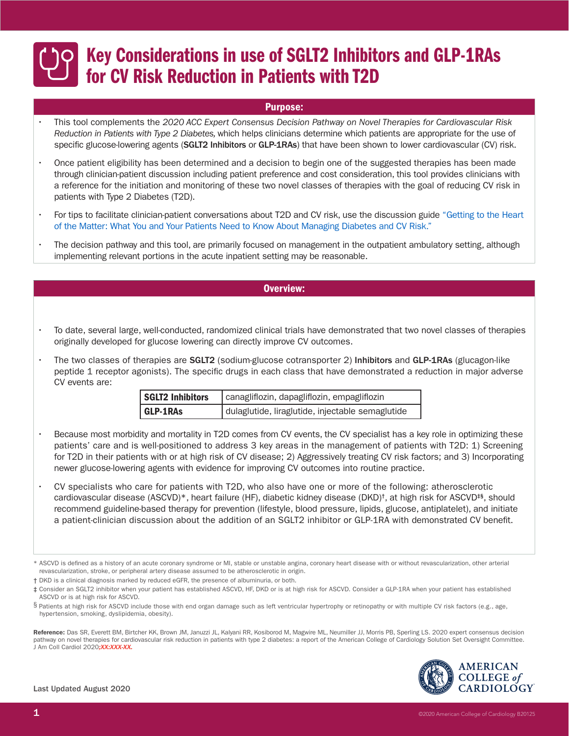# Key Considerations in use of SGLT2 Inhibitors and GLP-1RAs for CV Risk Reduction in Patients with T2D

## Purpose:

- This tool complements the *2020 ACC Expert Consensus Decision Pathway on Novel Therapies for Cardiovascular Risk Reduction in Patients with Type 2 Diabetes,* which helps clinicians determine which patients are appropriate for the use of specific glucose-lowering agents (**SGLT2 Inhibitors** or **GLP-1RAs**) that have been shown to lower cardiovascular (CV) risk.
- Once patient eligibility has been determined and a decision to begin one of the suggested therapies has been made through clinician-patient discussion including patient preference and cost consideration, this tool provides clinicians with a reference for the initiation and monitoring of these two novel classes of therapies with the goal of reducing CV risk in patients with Type 2 Diabetes (T2D).
- For tips to facilitate clinician-patient conversations about T2D and CV risk, use the discussion guide "Getting to the Heart of the Matter: What You and Your Patients Need to Know About Managing Diabetes and CV Risk."
- The decision pathway and this tool, are primarily focused on management in the outpatient ambulatory setting, although implementing relevant portions in the acute inpatient setting may be reasonable.

## Overview:

- To date, several large, well-conducted, randomized clinical trials have demonstrated that two novel classes of therapies originally developed for glucose lowering can directly improve CV outcomes.
- The two classes of therapies are **SGLT2** (sodium-glucose cotransporter 2) **Inhibitors** and **GLP-1RAs** (glucagon-like peptide 1 receptor agonists). The specific drugs in each class that have demonstrated a reduction in major adverse CV events are:

| **SGLT2 Inhibitors** | canagliflozin, dapagliflozin, empagliflozin |
|---|---|
| **GLP-1RAs** | dulaglutide, liraglutide, injectable semaglutide |

- Because most morbidity and mortality in T2D comes from CV events, the CV specialist has a key role in optimizing these patients' care and is well-positioned to address 3 key areas in the management of patients with T2D: 1) Screening for T2D in their patients with or at high risk of CV disease; 2) Aggressively treating CV risk factors; and 3) Incorporating newer glucose-lowering agents with evidence for improving CV outcomes into routine practice.
- CV specialists who care for patients with T2D, who also have one or more of the following: atherosclerotic cardiovascular disease (ASCVD)*, heart failure (HF), diabetic kidney disease (DKD)†, at high risk for ASCVD‡§, should recommend guideline-based therapy for prevention (lifestyle, blood pressure, lipids, glucose, antiplatelet), and initiate a patient-clinician discussion about the addition of an SGLT2 inhibitor or GLP-1RA with demonstrated CV benefit.

\* ASCVD is defined as a history of an acute coronary syndrome or MI, stable or unstable angina, coronary heart disease with or without revascularization, other arterial revascularization, stroke, or peripheral artery disease assumed to be atherosclerotic in origin.

† DKD is a clinical diagnosis marked by reduced eGFR, the presence of albuminuria, or both.

‡ Consider an SGLT2 inhibitor when your patient has established ASCVD, HF, DKD or is at high risk for ASCVD. Consider a GLP-1RA when your patient has established ASCVD or is at high risk for ASCVD.

§ Patients at high risk for ASCVD include those with end organ damage such as left ventricular hypertrophy or retinopathy or with multiple CV risk factors (e.g., age, hypertension, smoking, dyslipidemia, obesity).

**Reference:** Das SR, Everett BM, Birtcher KK, Brown JM, Januzzi JL, Kalyani RR, Kosiborod M, Magwire ML, Neumiller JJ, Morris PB, Sperling LS. 2020 expert consensus decision pathway on novel therapies for cardiovascular risk reduction in patients with type 2 diabetes: a report of the American College of Cardiology Solution Set Oversight Committee. J Am Coll Cardiol 2020;*XX:XXX-XX.*

Last Updated August 2020

AMERICAN COLLEGE of CARDIOLOGY

©2020 American College of Cardiology B20125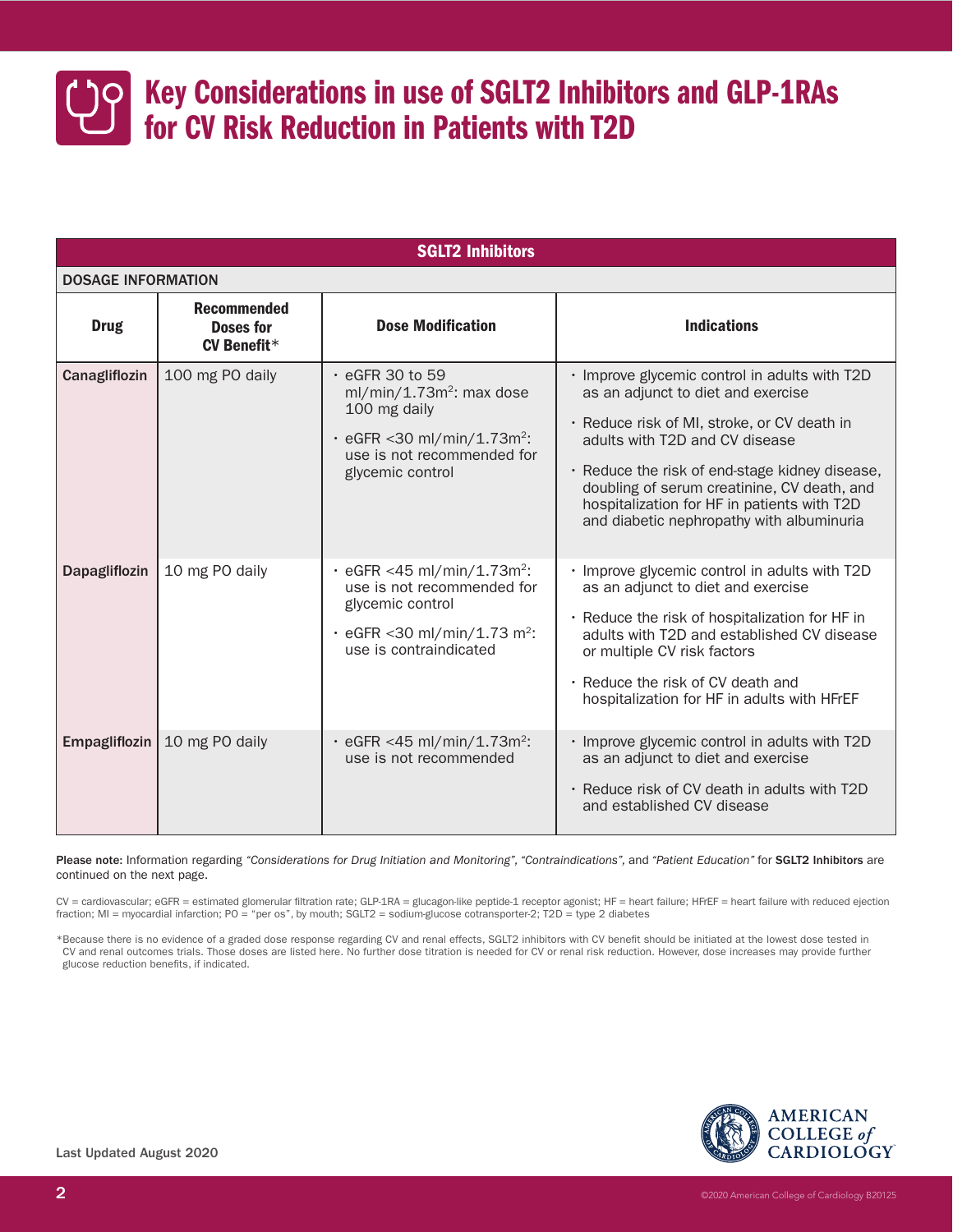# Key Considerations in use of SGLT2 Inhibitors and GLP-1RAs for CV Risk Reduction in Patients with T2D

**SGLT2 Inhibitors**

**DOSAGE INFORMATION**

| Drug | Recommended Doses for CV Benefit* | Dose Modification | Indications |
|---|---|---|---|
| **Canagliflozin** | 100 mg PO daily | • eGFR 30 to 59 ml/min/1.73m$^2$: max dose 100 mg daily<br>• eGFR <30 ml/min/1.73m$^2$: use is not recommended for glycemic control | • Improve glycemic control in adults with T2D as an adjunct to diet and exercise<br>• Reduce risk of MI, stroke, or CV death in adults with T2D and CV disease<br>• Reduce the risk of end-stage kidney disease, doubling of serum creatinine, CV death, and hospitalization for HF in patients with T2D and diabetic nephropathy with albuminuria |
| **Dapagliflozin** | 10 mg PO daily | • eGFR <45 ml/min/1.73m$^2$: use is not recommended for glycemic control<br>• eGFR <30 ml/min/1.73 m$^2$: use is contraindicated | • Improve glycemic control in adults with T2D as an adjunct to diet and exercise<br>• Reduce the risk of hospitalization for HF in adults with T2D and established CV disease or multiple CV risk factors<br>• Reduce the risk of CV death and hospitalization for HF in adults with HFrEF |
| **Empagliflozin** | 10 mg PO daily | • eGFR <45 ml/min/1.73m$^2$: use is not recommended | • Improve glycemic control in adults with T2D as an adjunct to diet and exercise<br>• Reduce risk of CV death in adults with T2D and established CV disease |

**Please note:** Information regarding *"Considerations for Drug Initiation and Monitoring", "Contraindications",* and *"Patient Education"* for **SGLT2 Inhibitors** are continued on the next page.

CV = cardiovascular; eGFR = estimated glomerular filtration rate; GLP-1RA = glucagon-like peptide-1 receptor agonist; HF = heart failure; HFrEF = heart failure with reduced ejection fraction; MI = myocardial infarction; PO = "per os", by mouth; SGLT2 = sodium-glucose cotransporter-2; T2D = type 2 diabetes

*Because there is no evidence of a graded dose response regarding CV and renal effects, SGLT2 inhibitors with CV benefit should be initiated at the lowest dose tested in CV and renal outcomes trials. Those doses are listed here. No further dose titration is needed for CV or renal risk reduction. However, dose increases may provide further glucose reduction benefits, if indicated.

Last Updated August 2020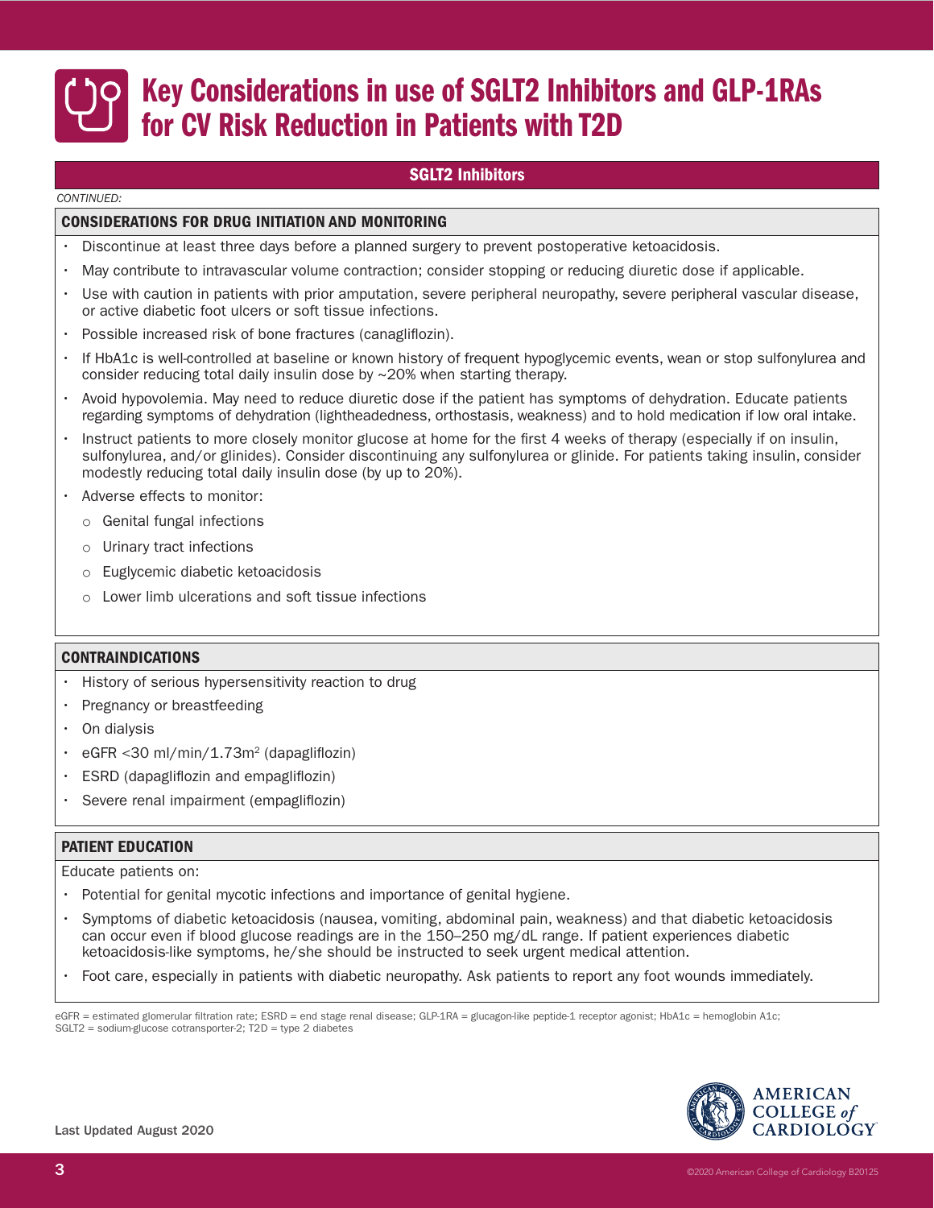# Key Considerations in use of SGLT2 Inhibitors and GLP-1RAs for CV Risk Reduction in Patients with T2D

## SGLT2 Inhibitors

*CONTINUED:*

### CONSIDERATIONS FOR DRUG INITIATION AND MONITORING

- Discontinue at least three days before a planned surgery to prevent postoperative ketoacidosis.
- May contribute to intravascular volume contraction; consider stopping or reducing diuretic dose if applicable.
- Use with caution in patients with prior amputation, severe peripheral neuropathy, severe peripheral vascular disease, or active diabetic foot ulcers or soft tissue infections.
- Possible increased risk of bone fractures (canagliflozin).
- If HbA1c is well-controlled at baseline or known history of frequent hypoglycemic events, wean or stop sulfonylurea and consider reducing total daily insulin dose by ~20% when starting therapy.
- Avoid hypovolemia. May need to reduce diuretic dose if the patient has symptoms of dehydration. Educate patients regarding symptoms of dehydration (lightheadedness, orthostasis, weakness) and to hold medication if low oral intake.
- Instruct patients to more closely monitor glucose at home for the first 4 weeks of therapy (especially if on insulin, sulfonylurea, and/or glinides). Consider discontinuing any sulfonylurea or glinide. For patients taking insulin, consider modestly reducing total daily insulin dose (by up to 20%).
- Adverse effects to monitor:
  - Genital fungal infections
  - Urinary tract infections
  - Euglycemic diabetic ketoacidosis
  - Lower limb ulcerations and soft tissue infections

### CONTRAINDICATIONS

- History of serious hypersensitivity reaction to drug
- Pregnancy or breastfeeding
- On dialysis
- eGFR <30 ml/min/1.73m$^2$ (dapagliflozin)
- ESRD (dapagliflozin and empagliflozin)
- Severe renal impairment (empagliflozin)

### PATIENT EDUCATION

Educate patients on:

- Potential for genital mycotic infections and importance of genital hygiene.
- Symptoms of diabetic ketoacidosis (nausea, vomiting, abdominal pain, weakness) and that diabetic ketoacidosis can occur even if blood glucose readings are in the 150–250 mg/dL range. If patient experiences diabetic ketoacidosis-like symptoms, he/she should be instructed to seek urgent medical attention.
- Foot care, especially in patients with diabetic neuropathy. Ask patients to report any foot wounds immediately.

eGFR = estimated glomerular filtration rate; ESRD = end stage renal disease; GLP-1RA = glucagon-like peptide-1 receptor agonist; HbA1c = hemoglobin A1c; SGLT2 = sodium-glucose cotransporter-2; T2D = type 2 diabetes

Last Updated August 2020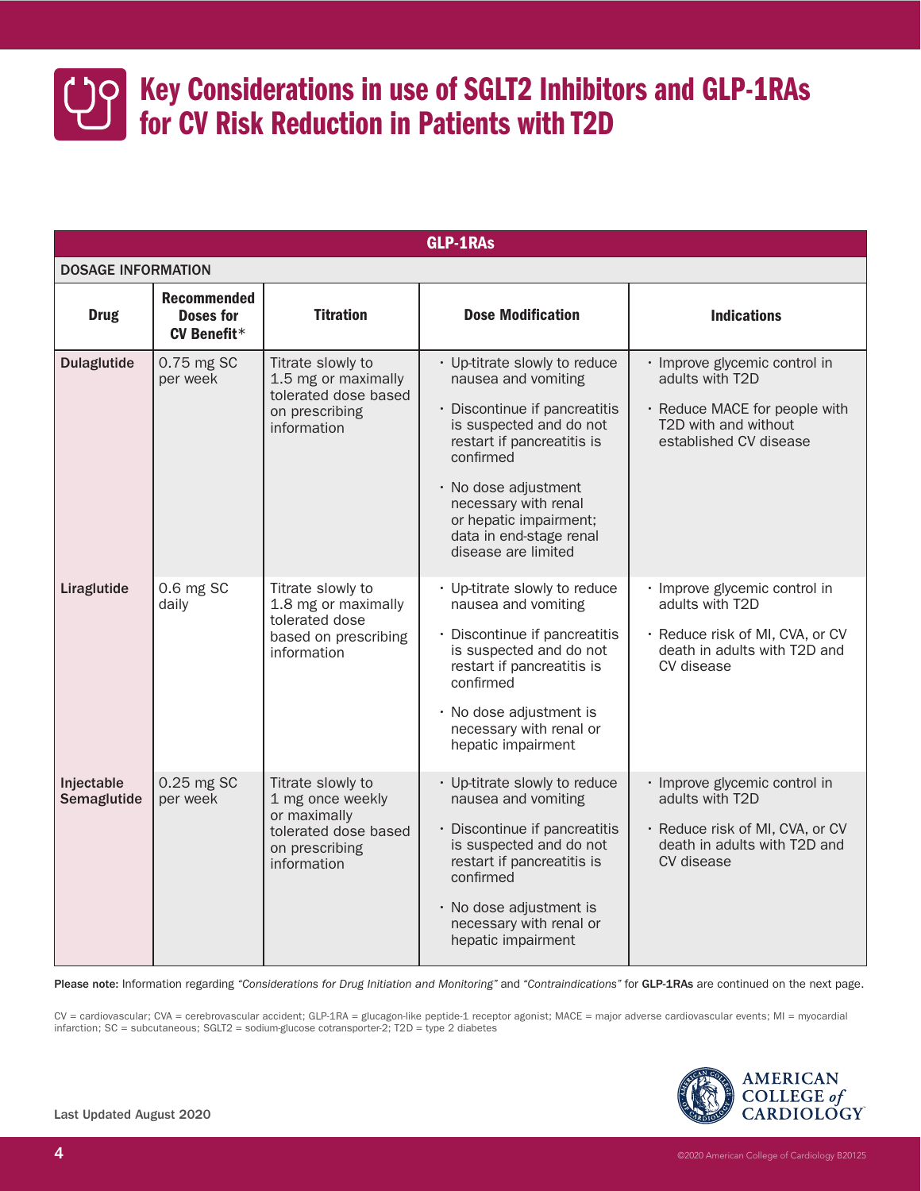# Key Considerations in use of SGLT2 Inhibitors and GLP-1RAs for CV Risk Reduction in Patients with T2D

## GLP-1RAs

**DOSAGE INFORMATION**

| Drug | Recommended Doses for CV Benefit* | Titration | Dose Modification | Indications |
|---|---|---|---|---|
| **Dulaglutide** | 0.75 mg SC per week | Titrate slowly to 1.5 mg or maximally tolerated dose based on prescribing information | • Up-titrate slowly to reduce nausea and vomiting<br>• Discontinue if pancreatitis is suspected and do not restart if pancreatitis is confirmed<br>• No dose adjustment necessary with renal or hepatic impairment; data in end-stage renal disease are limited | • Improve glycemic control in adults with T2D<br>• Reduce MACE for people with T2D with and without established CV disease |
| **Liraglutide** | 0.6 mg SC daily | Titrate slowly to 1.8 mg or maximally tolerated dose based on prescribing information | • Up-titrate slowly to reduce nausea and vomiting<br>• Discontinue if pancreatitis is suspected and do not restart if pancreatitis is confirmed<br>• No dose adjustment is necessary with renal or hepatic impairment | • Improve glycemic control in adults with T2D<br>• Reduce risk of MI, CVA, or CV death in adults with T2D and CV disease |
| **Injectable Semaglutide** | 0.25 mg SC per week | Titrate slowly to 1 mg once weekly or maximally tolerated dose based on prescribing information | • Up-titrate slowly to reduce nausea and vomiting<br>• Discontinue if pancreatitis is suspected and do not restart if pancreatitis is confirmed<br>• No dose adjustment is necessary with renal or hepatic impairment | • Improve glycemic control in adults with T2D<br>• Reduce risk of MI, CVA, or CV death in adults with T2D and CV disease |

**Please note:** Information regarding *"Considerations for Drug Initiation and Monitoring"* and *"Contraindications"* for **GLP-1RAs** are continued on the next page.

CV = cardiovascular; CVA = cerebrovascular accident; GLP-1RA = glucagon-like peptide-1 receptor agonist; MACE = major adverse cardiovascular events; MI = myocardial infarction; SC = subcutaneous; SGLT2 = sodium-glucose cotransporter-2; T2D = type 2 diabetes

Last Updated August 2020

©2020 American College of Cardiology B20125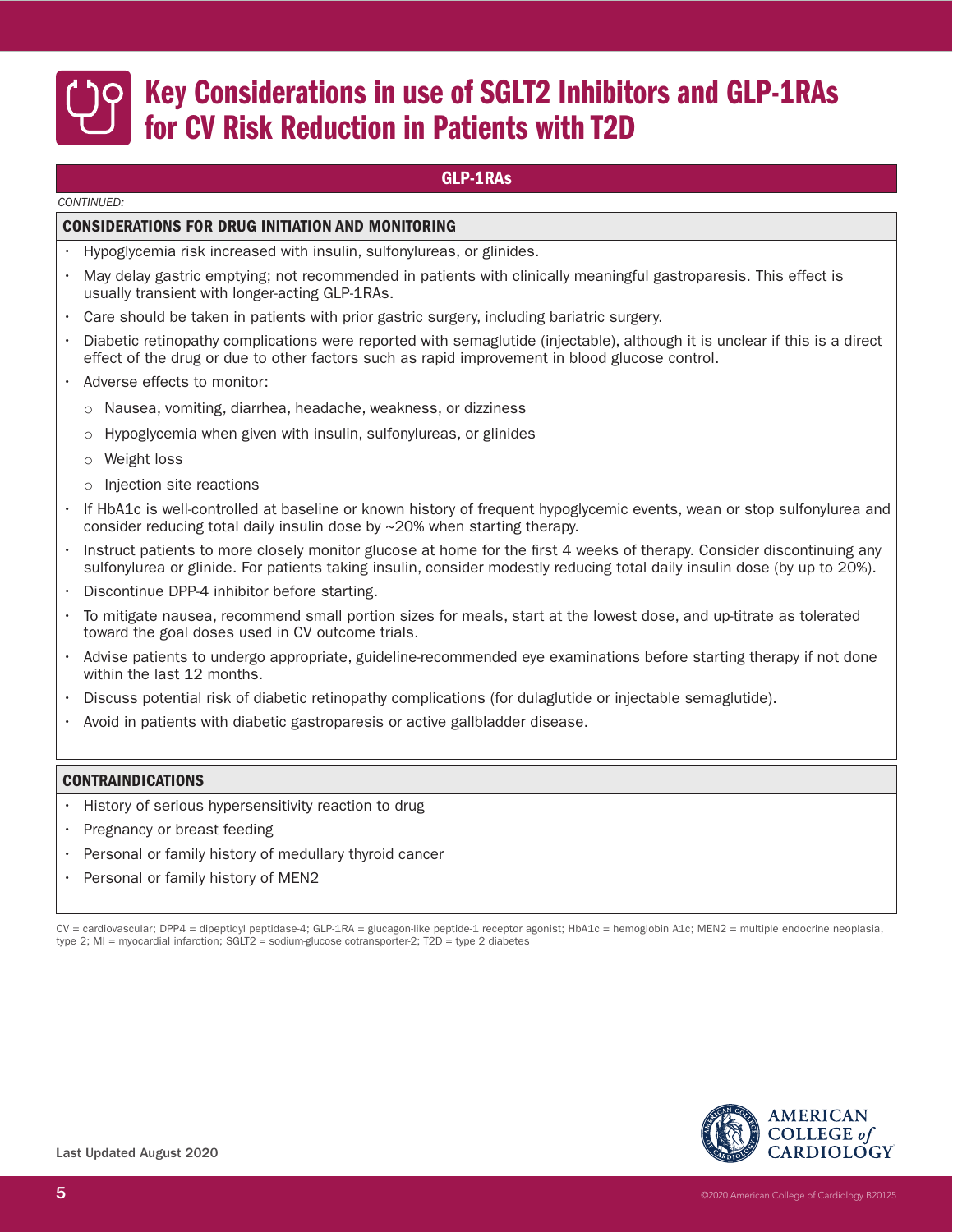# Key Considerations in use of SGLT2 Inhibitors and GLP-1RAs for CV Risk Reduction in Patients with T2D

## GLP-1RAs

*CONTINUED:*

### CONSIDERATIONS FOR DRUG INITIATION AND MONITORING

- Hypoglycemia risk increased with insulin, sulfonylureas, or glinides.
- May delay gastric emptying; not recommended in patients with clinically meaningful gastroparesis. This effect is usually transient with longer-acting GLP-1RAs.
- Care should be taken in patients with prior gastric surgery, including bariatric surgery.
- Diabetic retinopathy complications were reported with semaglutide (injectable), although it is unclear if this is a direct effect of the drug or due to other factors such as rapid improvement in blood glucose control.
- Adverse effects to monitor:
  - Nausea, vomiting, diarrhea, headache, weakness, or dizziness
  - Hypoglycemia when given with insulin, sulfonylureas, or glinides
  - Weight loss
  - Injection site reactions
- If HbA1c is well-controlled at baseline or known history of frequent hypoglycemic events, wean or stop sulfonylurea and consider reducing total daily insulin dose by ~20% when starting therapy.
- Instruct patients to more closely monitor glucose at home for the first 4 weeks of therapy. Consider discontinuing any sulfonylurea or glinide. For patients taking insulin, consider modestly reducing total daily insulin dose (by up to 20%).
- Discontinue DPP-4 inhibitor before starting.
- To mitigate nausea, recommend small portion sizes for meals, start at the lowest dose, and up-titrate as tolerated toward the goal doses used in CV outcome trials.
- Advise patients to undergo appropriate, guideline-recommended eye examinations before starting therapy if not done within the last 12 months.
- Discuss potential risk of diabetic retinopathy complications (for dulaglutide or injectable semaglutide).
- Avoid in patients with diabetic gastroparesis or active gallbladder disease.

### CONTRAINDICATIONS

- History of serious hypersensitivity reaction to drug
- Pregnancy or breast feeding
- Personal or family history of medullary thyroid cancer
- Personal or family history of MEN2

CV = cardiovascular; DPP4 = dipeptidyl peptidase-4; GLP-1RA = glucagon-like peptide-1 receptor agonist; HbA1c = hemoglobin A1c; MEN2 = multiple endocrine neoplasia, type 2; MI = myocardial infarction; SGLT2 = sodium-glucose cotransporter-2; T2D = type 2 diabetes

Last Updated August 2020

AMERICAN COLLEGE of CARDIOLOGY

©2020 American College of Cardiology B20125